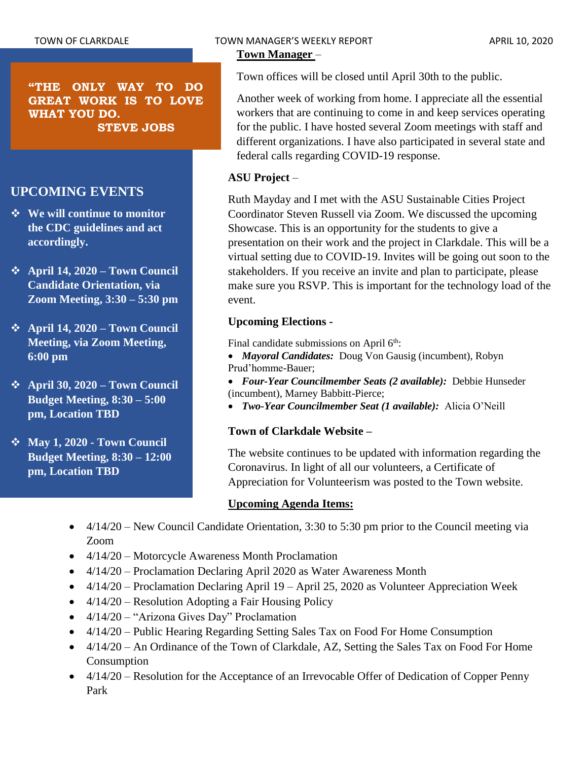**"THE ONLY WAY TO DO GREAT WORK IS TO LOVE WHAT YOU DO.**
**STEVE JOBS**

## UPCOMING EVENTS

- **We will continue to monitor the CDC guidelines and act accordingly.**
- **April 14, 2020 – Town Council Candidate Orientation, via Zoom Meeting, 3:30 – 5:30 pm**
- **April 14, 2020 – Town Council Meeting, via Zoom Meeting, 6:00 pm**
- **April 30, 2020 – Town Council Budget Meeting, 8:30 – 5:00 pm, Location TBD**
- **May 1, 2020 - Town Council Budget Meeting, 8:30 – 12:00 pm, Location TBD**

### Town Manager –

Town offices will be closed until April 30th to the public.

Another week of working from home. I appreciate all the essential workers that are continuing to come in and keep services operating for the public. I have hosted several Zoom meetings with staff and different organizations. I have also participated in several state and federal calls regarding COVID-19 response.

### ASU Project –

Ruth Mayday and I met with the ASU Sustainable Cities Project Coordinator Steven Russell via Zoom. We discussed the upcoming Showcase. This is an opportunity for the students to give a presentation on their work and the project in Clarkdale. This will be a virtual setting due to COVID-19. Invites will be going out soon to the stakeholders. If you receive an invite and plan to participate, please make sure you RSVP. This is important for the technology load of the event.

### Upcoming Elections -

Final candidate submissions on April 6th:

- ***Mayoral Candidates:*** Doug Von Gausig (incumbent), Robyn Prud'homme-Bauer;
- ***Four-Year Councilmember Seats (2 available):*** Debbie Hunseder (incumbent), Marney Babbitt-Pierce;
- ***Two-Year Councilmember Seat (1 available):*** Alicia O'Neill

### Town of Clarkdale Website –

The website continues to be updated with information regarding the Coronavirus. In light of all our volunteers, a Certificate of Appreciation for Volunteerism was posted to the Town website.

### Upcoming Agenda Items:

- 4/14/20 – New Council Candidate Orientation, 3:30 to 5:30 pm prior to the Council meeting via Zoom
- 4/14/20 – Motorcycle Awareness Month Proclamation
- 4/14/20 – Proclamation Declaring April 2020 as Water Awareness Month
- 4/14/20 – Proclamation Declaring April 19 – April 25, 2020 as Volunteer Appreciation Week
- 4/14/20 – Resolution Adopting a Fair Housing Policy
- 4/14/20 – "Arizona Gives Day" Proclamation
- 4/14/20 – Public Hearing Regarding Setting Sales Tax on Food For Home Consumption
- 4/14/20 – An Ordinance of the Town of Clarkdale, AZ, Setting the Sales Tax on Food For Home Consumption
- 4/14/20 – Resolution for the Acceptance of an Irrevocable Offer of Dedication of Copper Penny Park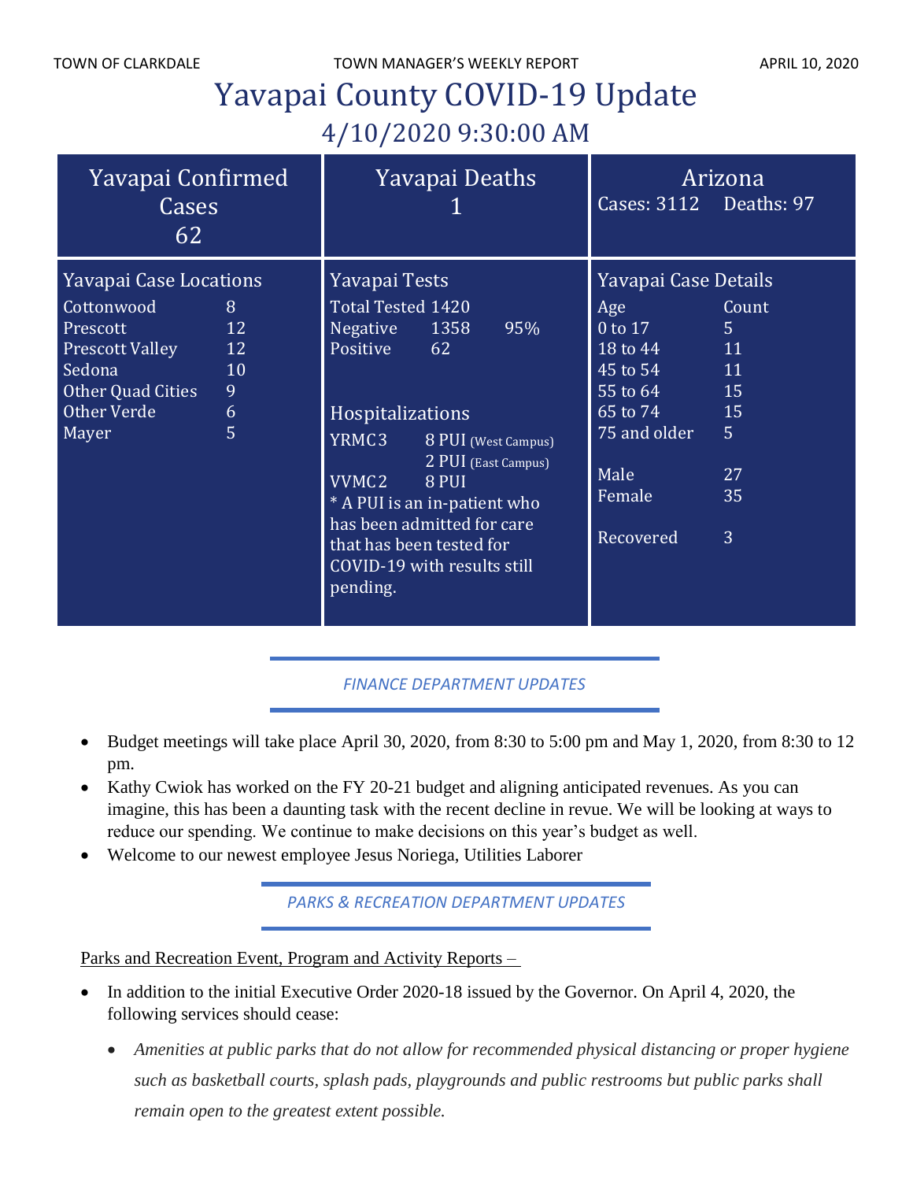# Yavapai County COVID-19 Update

## 4/10/2020 9:30:00 AM

| Yavapai Confirmed Cases | Yavapai Deaths | Arizona |
|---|---|---|
| 62 | 1 | Cases: 3112 Deaths: 97 |

**Yavapai Case Locations**

| | |
|---|---|
| Cottonwood | 8 |
| Prescott | 12 |
| Prescott Valley | 12 |
| Sedona | 10 |
| Other Quad Cities | 9 |
| Other Verde | 6 |
| Mayer | 5 |

**Yavapai Tests**

| | | |
|---|---|---|
| Total Tested | 1420 | |
| Negative | 1358 | 95% |
| Positive | 62 | |

**Hospitalizations**

| | |
|---|---|
| YRMC3 | 8 PUI (West Campus) |
| | 2 PUI (East Campus) |
| VVMC2 | 8 PUI |

\* A PUI is an in-patient who has been admitted for care that has been tested for COVID-19 with results still pending.

**Yavapai Case Details**

| Age | Count |
|---|---|
| 0 to 17 | 5 |
| 18 to 44 | 11 |
| 45 to 54 | 11 |
| 55 to 64 | 15 |
| 65 to 74 | 15 |
| 75 and older | 5 |
| Male | 27 |
| Female | 35 |
| Recovered | 3 |

## *FINANCE DEPARTMENT UPDATES*

- Budget meetings will take place April 30, 2020, from 8:30 to 5:00 pm and May 1, 2020, from 8:30 to 12 pm.
- Kathy Cwiok has worked on the FY 20-21 budget and aligning anticipated revenues. As you can imagine, this has been a daunting task with the recent decline in revue. We will be looking at ways to reduce our spending. We continue to make decisions on this year's budget as well.
- Welcome to our newest employee Jesus Noriega, Utilities Laborer

## *PARKS & RECREATION DEPARTMENT UPDATES*

Parks and Recreation Event, Program and Activity Reports –

- In addition to the initial Executive Order 2020-18 issued by the Governor. On April 4, 2020, the following services should cease:
  - *Amenities at public parks that do not allow for recommended physical distancing or proper hygiene such as basketball courts, splash pads, playgrounds and public restrooms but public parks shall remain open to the greatest extent possible.*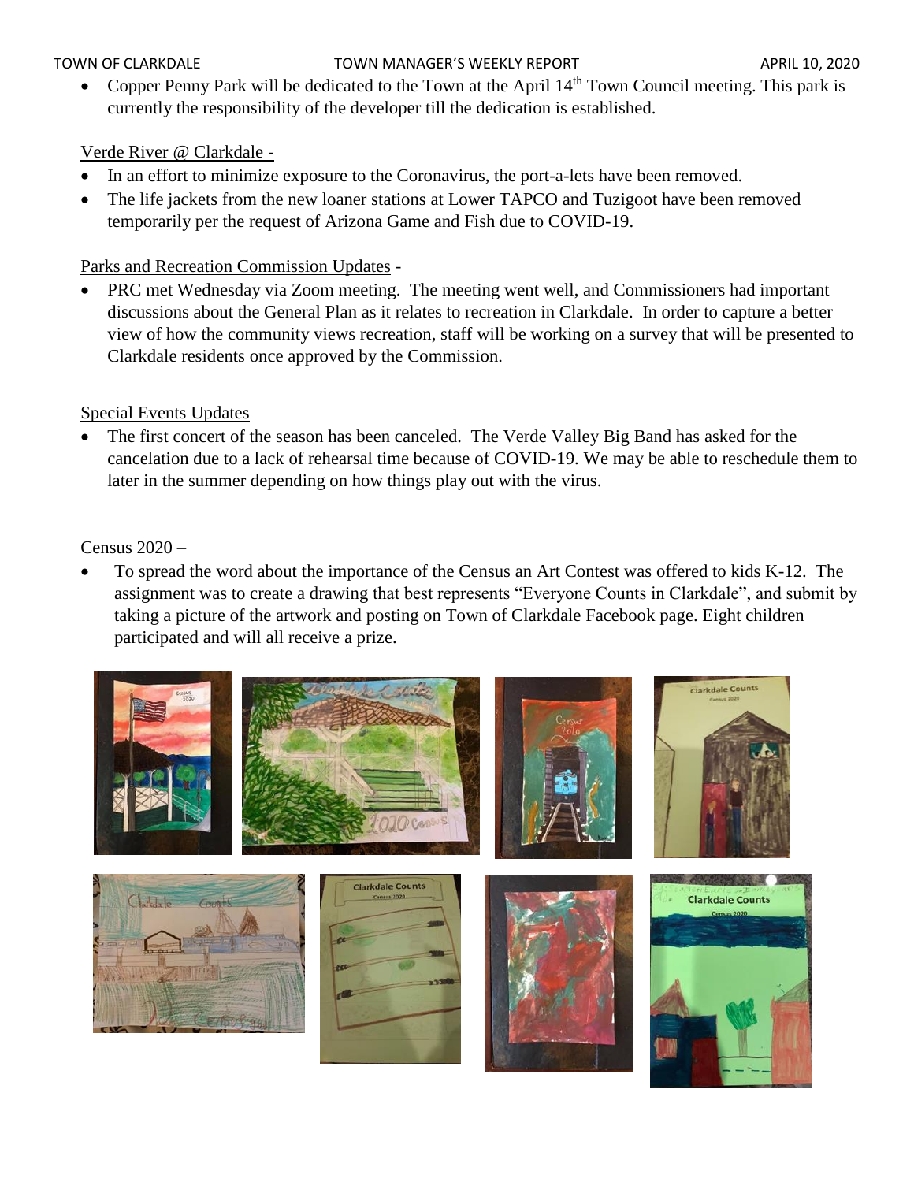- Copper Penny Park will be dedicated to the Town at the April 14th Town Council meeting. This park is currently the responsibility of the developer till the dedication is established.

Verde River @ Clarkdale -

- In an effort to minimize exposure to the Coronavirus, the port-a-lets have been removed.
- The life jackets from the new loaner stations at Lower TAPCO and Tuzigoot have been removed temporarily per the request of Arizona Game and Fish due to COVID-19.

Parks and Recreation Commission Updates -

- PRC met Wednesday via Zoom meeting. The meeting went well, and Commissioners had important discussions about the General Plan as it relates to recreation in Clarkdale. In order to capture a better view of how the community views recreation, staff will be working on a survey that will be presented to Clarkdale residents once approved by the Commission.

Special Events Updates –

- The first concert of the season has been canceled. The Verde Valley Big Band has asked for the cancelation due to a lack of rehearsal time because of COVID-19. We may be able to reschedule them to later in the summer depending on how things play out with the virus.

Census 2020 –

- To spread the word about the importance of the Census an Art Contest was offered to kids K-12. The assignment was to create a drawing that best represents "Everyone Counts in Clarkdale", and submit by taking a picture of the artwork and posting on Town of Clarkdale Facebook page. Eight children participated and will all receive a prize.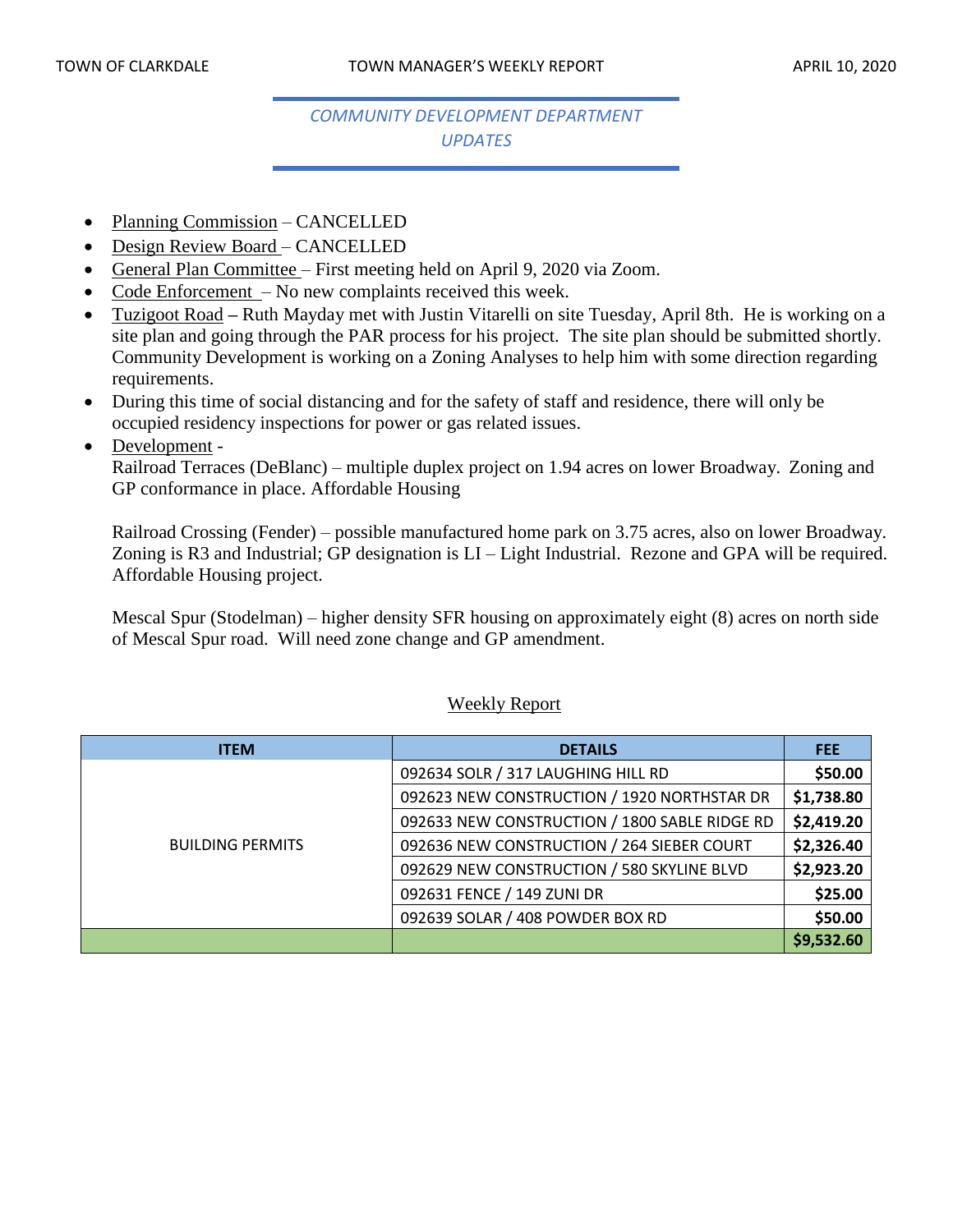## *COMMUNITY DEVELOPMENT DEPARTMENT UPDATES*

- Planning Commission – CANCELLED
- Design Review Board – CANCELLED
- General Plan Committee – First meeting held on April 9, 2020 via Zoom.
- Code Enforcement – No new complaints received this week.
- Tuzigoot Road **–** Ruth Mayday met with Justin Vitarelli on site Tuesday, April 8th. He is working on a site plan and going through the PAR process for his project. The site plan should be submitted shortly. Community Development is working on a Zoning Analyses to help him with some direction regarding requirements.
- During this time of social distancing and for the safety of staff and residence, there will only be occupied residency inspections for power or gas related issues.
- Development -

  Railroad Terraces (DeBlanc) – multiple duplex project on 1.94 acres on lower Broadway. Zoning and GP conformance in place. Affordable Housing

  Railroad Crossing (Fender) – possible manufactured home park on 3.75 acres, also on lower Broadway. Zoning is R3 and Industrial; GP designation is LI – Light Industrial. Rezone and GPA will be required. Affordable Housing project.

  Mescal Spur (Stodelman) – higher density SFR housing on approximately eight (8) acres on north side of Mescal Spur road. Will need zone change and GP amendment.

Weekly Report

| ITEM | DETAILS | FEE |
|---|---|---|
| BUILDING PERMITS | 092634 SOLR / 317 LAUGHING HILL RD | **$50.00** |
| | 092623 NEW CONSTRUCTION / 1920 NORTHSTAR DR | **$1,738.80** |
| | 092633 NEW CONSTRUCTION / 1800 SABLE RIDGE RD | **$2,419.20** |
| | 092636 NEW CONSTRUCTION / 264 SIEBER COURT | **$2,326.40** |
| | 092629 NEW CONSTRUCTION / 580 SKYLINE BLVD | **$2,923.20** |
| | 092631 FENCE / 149 ZUNI DR | **$25.00** |
| | 092639 SOLAR / 408 POWDER BOX RD | **$50.00** |
| | | **$9,532.60** |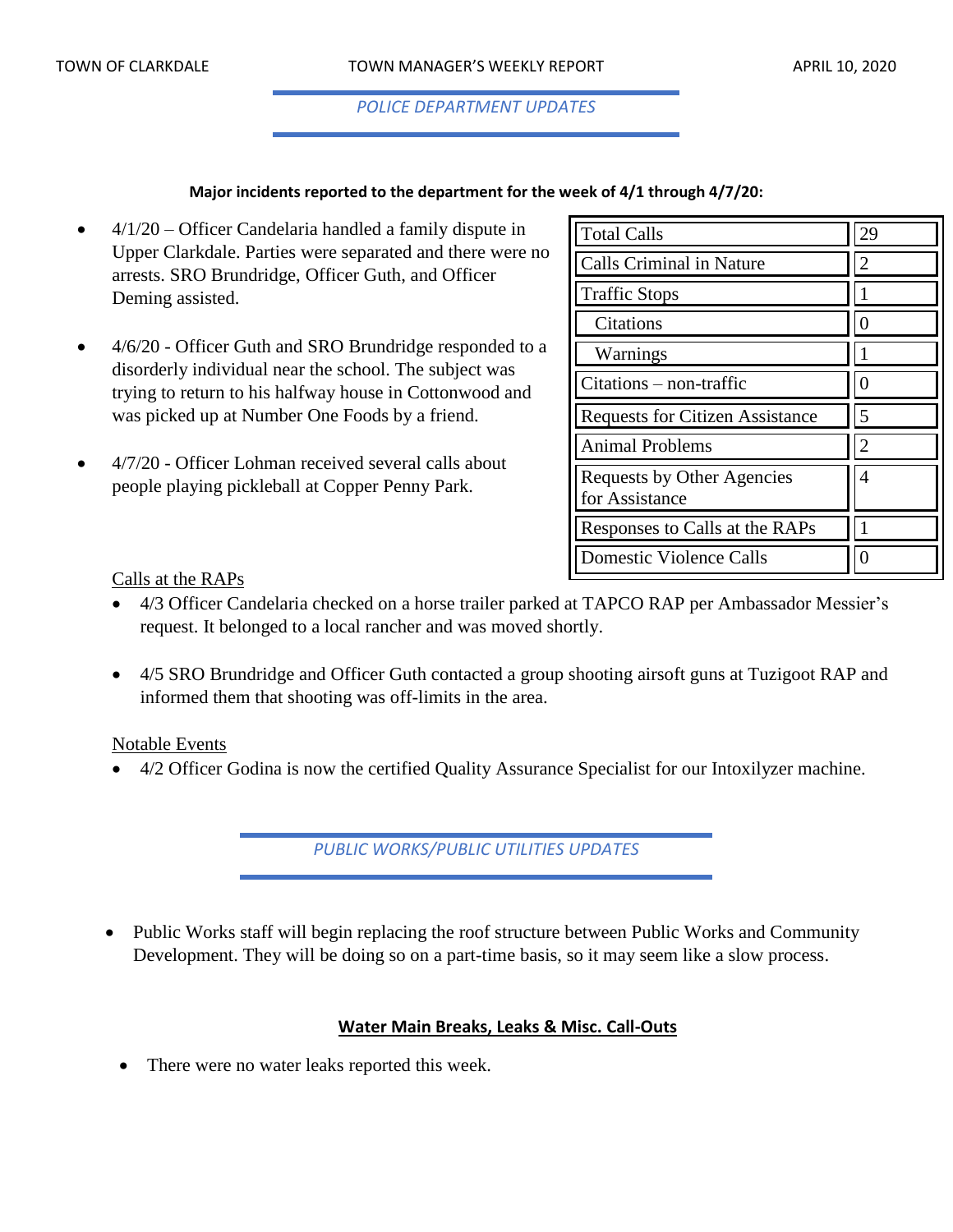## *POLICE DEPARTMENT UPDATES*

**Major incidents reported to the department for the week of 4/1 through 4/7/20:**

- 4/1/20 – Officer Candelaria handled a family dispute in Upper Clarkdale. Parties were separated and there were no arrests. SRO Brundridge, Officer Guth, and Officer Deming assisted.
- 4/6/20 - Officer Guth and SRO Brundridge responded to a disorderly individual near the school. The subject was trying to return to his halfway house in Cottonwood and was picked up at Number One Foods by a friend.
- 4/7/20 - Officer Lohman received several calls about people playing pickleball at Copper Penny Park.

| | |
|---|---|
| Total Calls | 29 |
| Calls Criminal in Nature | 2 |
| Traffic Stops | 1 |
| Citations | 0 |
| Warnings | 1 |
| Citations – non-traffic | 0 |
| Requests for Citizen Assistance | 5 |
| Animal Problems | 2 |
| Requests by Other Agencies for Assistance | 4 |
| Responses to Calls at the RAPs | 1 |
| Domestic Violence Calls | 0 |

Calls at the RAPs

- 4/3 Officer Candelaria checked on a horse trailer parked at TAPCO RAP per Ambassador Messier's request. It belonged to a local rancher and was moved shortly.
- 4/5 SRO Brundridge and Officer Guth contacted a group shooting airsoft guns at Tuzigoot RAP and informed them that shooting was off-limits in the area.

Notable Events

- 4/2 Officer Godina is now the certified Quality Assurance Specialist for our Intoxilyzer machine.

## *PUBLIC WORKS/PUBLIC UTILITIES UPDATES*

- Public Works staff will begin replacing the roof structure between Public Works and Community Development. They will be doing so on a part-time basis, so it may seem like a slow process.

### Water Main Breaks, Leaks & Misc. Call-Outs

- There were no water leaks reported this week.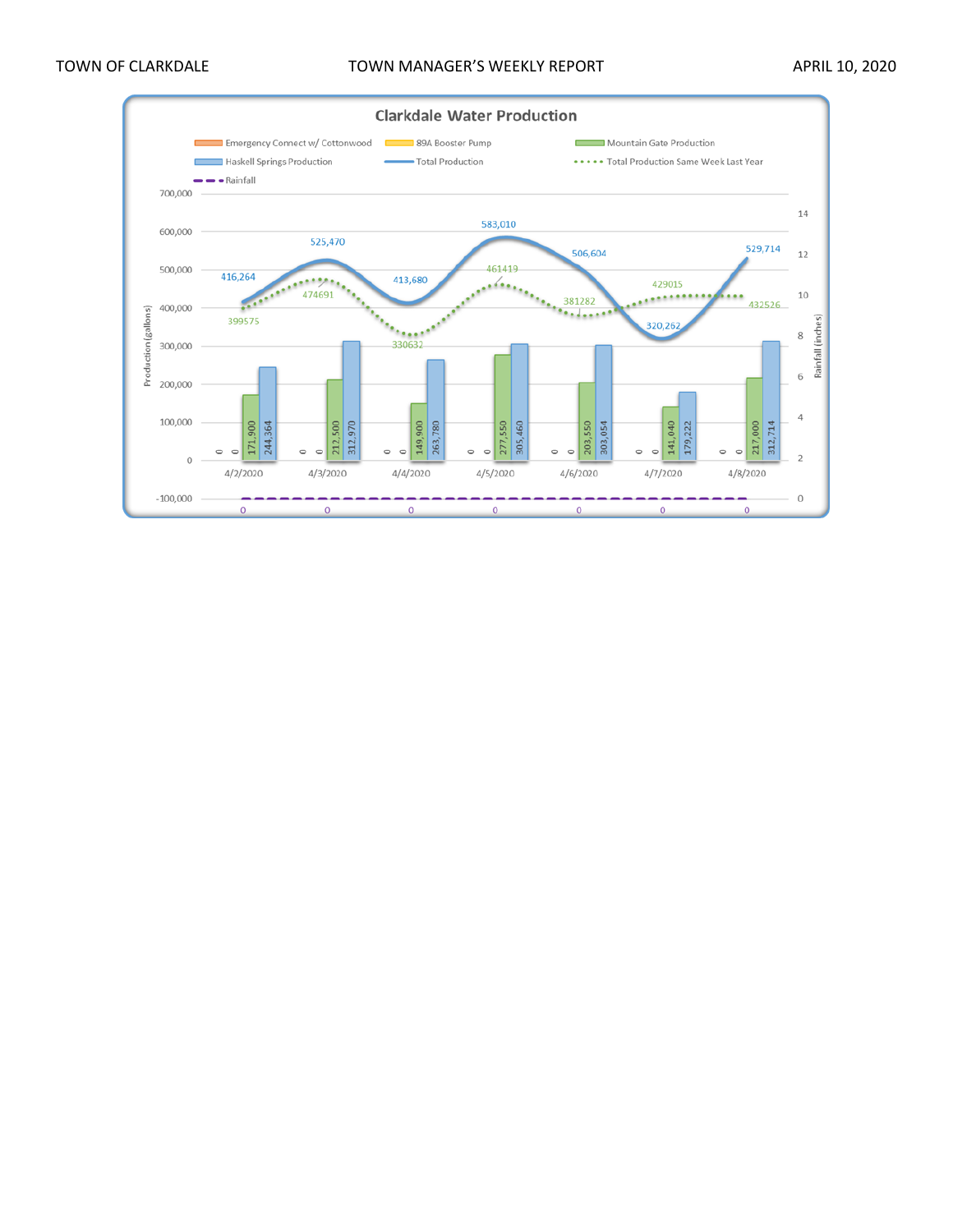Clarkdale Water Production

Emergency Connect w/ Cottonwood
89A Booster Pump
Mountain Gate Production
Haskell Springs Production
Total Production
Total Production Same Week Last Year
Rainfall

Production (gallons)
Rainfall (inches)

700,000
600,000
500,000
400,000
300,000
200,000
100,000
0
-100,000

14
12
10
8
6
4
2
0

416,264
525,470
413,680
583,010
506,604
320,262
529,714

399575
474691
330632
461419
381282
429015
432526

4/2/2020: 0 0 171,900 244,364
4/3/2020: 0 0 212,500 312,970
4/4/2020: 0 0 149,900 263,780
4/5/2020: 0 0 277,550 305,460
4/6/2020: 0 0 203,550 303,054
4/7/2020: 0 0 141,040 179,222
4/8/2020: 0 0 217,000 312,714

0
0
0
0
0
0
0